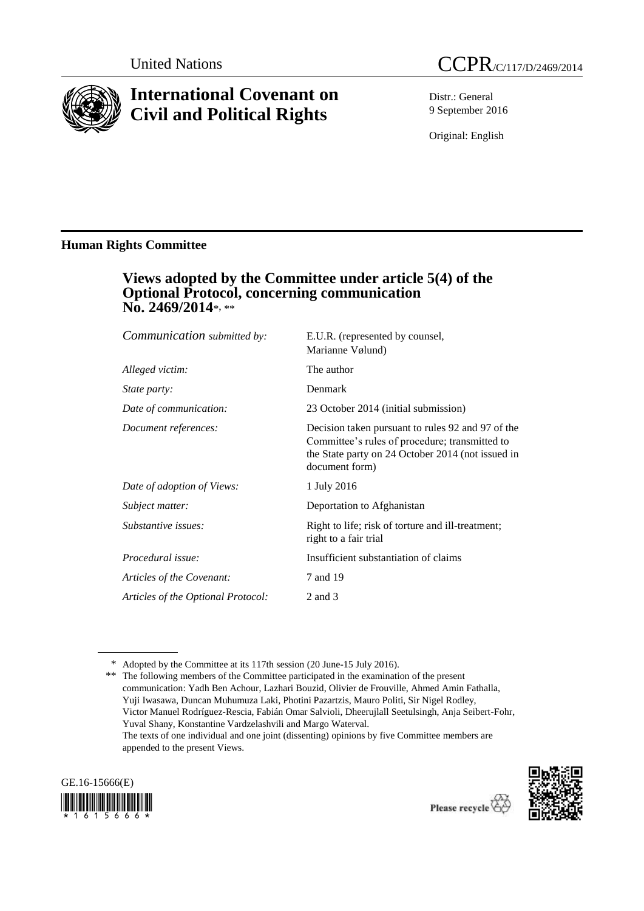United Nations

CCPR/C/117/D/2469/2014

# International Covenant on Civil and Political Rights

Distr.: General
9 September 2016

Original: English

## Human Rights Committee

### Views adopted by the Committee under article 5(4) of the Optional Protocol, concerning communication No. 2469/2014*, **

| | |
|---|---|
| *Communication submitted by:* | E.U.R. (represented by counsel, Marianne Vølund) |
| *Alleged victim:* | The author |
| *State party:* | Denmark |
| *Date of communication:* | 23 October 2014 (initial submission) |
| *Document references:* | Decision taken pursuant to rules 92 and 97 of the Committee's rules of procedure; transmitted to the State party on 24 October 2014 (not issued in document form) |
| *Date of adoption of Views:* | 1 July 2016 |
| *Subject matter:* | Deportation to Afghanistan |
| *Substantive issues:* | Right to life; risk of torture and ill-treatment; right to a fair trial |
| *Procedural issue:* | Insufficient substantiation of claims |
| *Articles of the Covenant:* | 7 and 19 |
| *Articles of the Optional Protocol:* | 2 and 3 |

\* Adopted by the Committee at its 117th session (20 June-15 July 2016).

\*\* The following members of the Committee participated in the examination of the present communication: Yadh Ben Achour, Lazhari Bouzid, Olivier de Frouville, Ahmed Amin Fathalla, Yuji Iwasawa, Duncan Muhumuza Laki, Photini Pazartzis, Mauro Politi, Sir Nigel Rodley, Victor Manuel Rodríguez-Rescia, Fabián Omar Salvioli, Dheerujlall Seetulsingh, Anja Seibert-Fohr, Yuval Shany, Konstantine Vardzelashvili and Margo Waterval.
The texts of one individual and one joint (dissenting) opinions by five Committee members are appended to the present Views.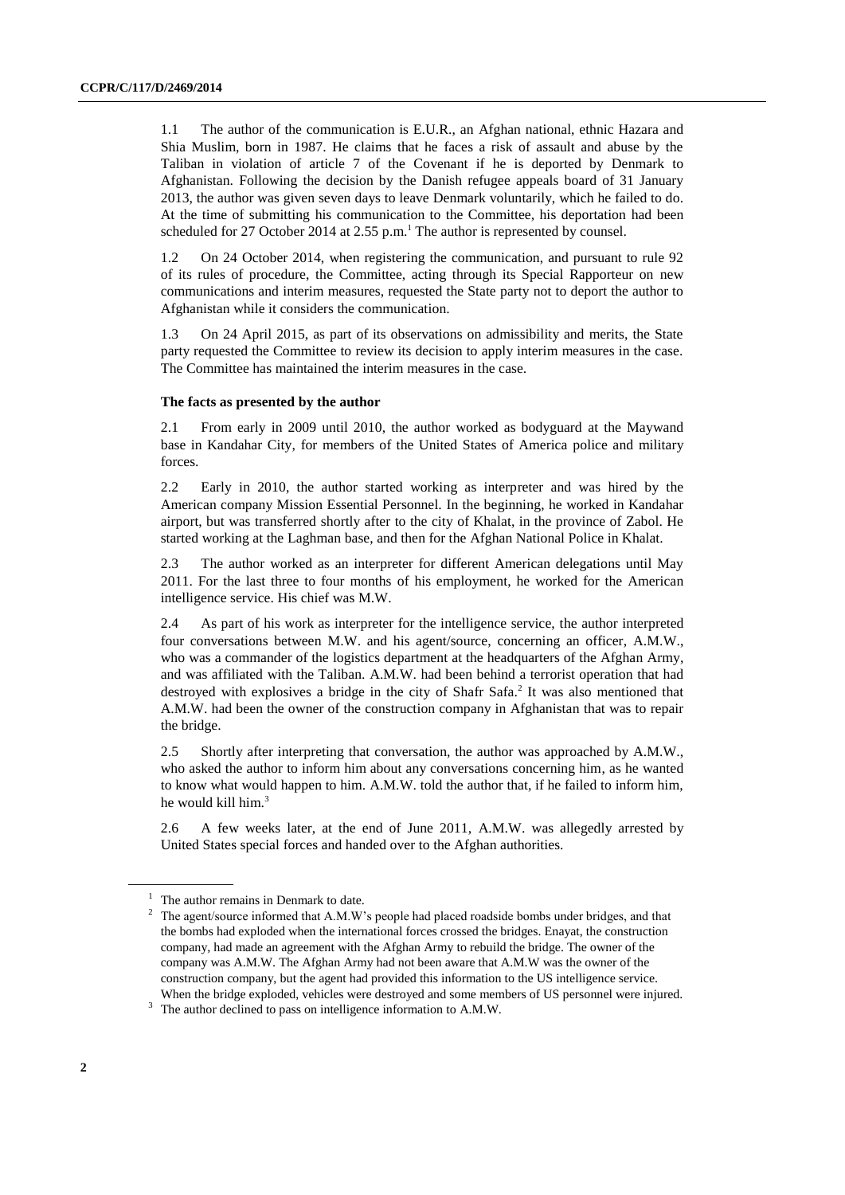1.1 The author of the communication is E.U.R., an Afghan national, ethnic Hazara and Shia Muslim, born in 1987. He claims that he faces a risk of assault and abuse by the Taliban in violation of article 7 of the Covenant if he is deported by Denmark to Afghanistan. Following the decision by the Danish refugee appeals board of 31 January 2013, the author was given seven days to leave Denmark voluntarily, which he failed to do. At the time of submitting his communication to the Committee, his deportation had been scheduled for 27 October 2014 at 2.55 p.m.[1] The author is represented by counsel.

1.2 On 24 October 2014, when registering the communication, and pursuant to rule 92 of its rules of procedure, the Committee, acting through its Special Rapporteur on new communications and interim measures, requested the State party not to deport the author to Afghanistan while it considers the communication.

1.3 On 24 April 2015, as part of its observations on admissibility and merits, the State party requested the Committee to review its decision to apply interim measures in the case. The Committee has maintained the interim measures in the case.

**The facts as presented by the author**

2.1 From early in 2009 until 2010, the author worked as bodyguard at the Maywand base in Kandahar City, for members of the United States of America police and military forces.

2.2 Early in 2010, the author started working as interpreter and was hired by the American company Mission Essential Personnel. In the beginning, he worked in Kandahar airport, but was transferred shortly after to the city of Khalat, in the province of Zabol. He started working at the Laghman base, and then for the Afghan National Police in Khalat.

2.3 The author worked as an interpreter for different American delegations until May 2011. For the last three to four months of his employment, he worked for the American intelligence service. His chief was M.W.

2.4 As part of his work as interpreter for the intelligence service, the author interpreted four conversations between M.W. and his agent/source, concerning an officer, A.M.W., who was a commander of the logistics department at the headquarters of the Afghan Army, and was affiliated with the Taliban. A.M.W. had been behind a terrorist operation that had destroyed with explosives a bridge in the city of Shafr Safa.[2] It was also mentioned that A.M.W. had been the owner of the construction company in Afghanistan that was to repair the bridge.

2.5 Shortly after interpreting that conversation, the author was approached by A.M.W., who asked the author to inform him about any conversations concerning him, as he wanted to know what would happen to him. A.M.W. told the author that, if he failed to inform him, he would kill him.[3]

2.6 A few weeks later, at the end of June 2011, A.M.W. was allegedly arrested by United States special forces and handed over to the Afghan authorities.

[1] The author remains in Denmark to date.

[2] The agent/source informed that A.M.W's people had placed roadside bombs under bridges, and that the bombs had exploded when the international forces crossed the bridges. Enayat, the construction company, had made an agreement with the Afghan Army to rebuild the bridge. The owner of the company was A.M.W. The Afghan Army had not been aware that A.M.W was the owner of the construction company, but the agent had provided this information to the US intelligence service. When the bridge exploded, vehicles were destroyed and some members of US personnel were injured.

[3] The author declined to pass on intelligence information to A.M.W.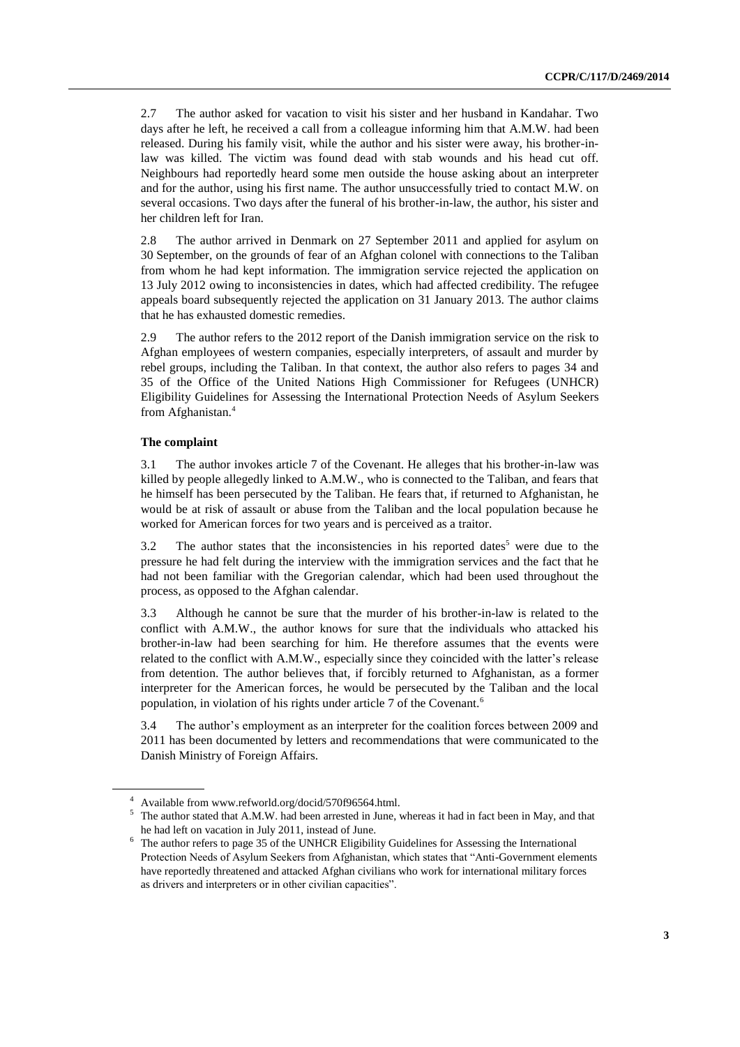2.7 The author asked for vacation to visit his sister and her husband in Kandahar. Two days after he left, he received a call from a colleague informing him that A.M.W. had been released. During his family visit, while the author and his sister were away, his brother-in-law was killed. The victim was found dead with stab wounds and his head cut off. Neighbours had reportedly heard some men outside the house asking about an interpreter and for the author, using his first name. The author unsuccessfully tried to contact M.W. on several occasions. Two days after the funeral of his brother-in-law, the author, his sister and her children left for Iran.

2.8 The author arrived in Denmark on 27 September 2011 and applied for asylum on 30 September, on the grounds of fear of an Afghan colonel with connections to the Taliban from whom he had kept information. The immigration service rejected the application on 13 July 2012 owing to inconsistencies in dates, which had affected credibility. The refugee appeals board subsequently rejected the application on 31 January 2013. The author claims that he has exhausted domestic remedies.

2.9 The author refers to the 2012 report of the Danish immigration service on the risk to Afghan employees of western companies, especially interpreters, of assault and murder by rebel groups, including the Taliban. In that context, the author also refers to pages 34 and 35 of the Office of the United Nations High Commissioner for Refugees (UNHCR) Eligibility Guidelines for Assessing the International Protection Needs of Asylum Seekers from Afghanistan.[4]

### The complaint

3.1 The author invokes article 7 of the Covenant. He alleges that his brother-in-law was killed by people allegedly linked to A.M.W., who is connected to the Taliban, and fears that he himself has been persecuted by the Taliban. He fears that, if returned to Afghanistan, he would be at risk of assault or abuse from the Taliban and the local population because he worked for American forces for two years and is perceived as a traitor.

3.2 The author states that the inconsistencies in his reported dates[5] were due to the pressure he had felt during the interview with the immigration services and the fact that he had not been familiar with the Gregorian calendar, which had been used throughout the process, as opposed to the Afghan calendar.

3.3 Although he cannot be sure that the murder of his brother-in-law is related to the conflict with A.M.W., the author knows for sure that the individuals who attacked his brother-in-law had been searching for him. He therefore assumes that the events were related to the conflict with A.M.W., especially since they coincided with the latter's release from detention. The author believes that, if forcibly returned to Afghanistan, as a former interpreter for the American forces, he would be persecuted by the Taliban and the local population, in violation of his rights under article 7 of the Covenant.[6]

3.4 The author's employment as an interpreter for the coalition forces between 2009 and 2011 has been documented by letters and recommendations that were communicated to the Danish Ministry of Foreign Affairs.

---

[4] Available from www.refworld.org/docid/570f96564.html.

[5] The author stated that A.M.W. had been arrested in June, whereas it had in fact been in May, and that he had left on vacation in July 2011, instead of June.

[6] The author refers to page 35 of the UNHCR Eligibility Guidelines for Assessing the International Protection Needs of Asylum Seekers from Afghanistan, which states that "Anti-Government elements have reportedly threatened and attacked Afghan civilians who work for international military forces as drivers and interpreters or in other civilian capacities".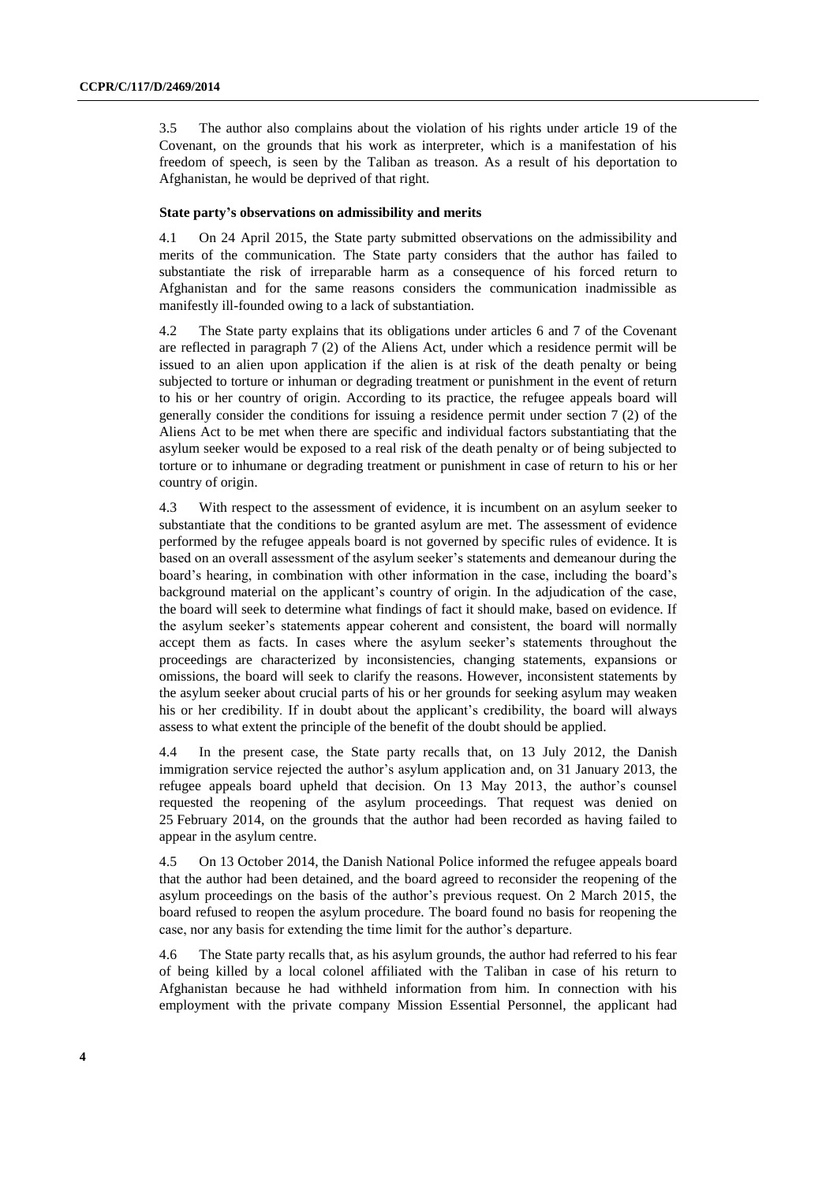3.5 The author also complains about the violation of his rights under article 19 of the Covenant, on the grounds that his work as interpreter, which is a manifestation of his freedom of speech, is seen by the Taliban as treason. As a result of his deportation to Afghanistan, he would be deprived of that right.

### State party's observations on admissibility and merits

4.1 On 24 April 2015, the State party submitted observations on the admissibility and merits of the communication. The State party considers that the author has failed to substantiate the risk of irreparable harm as a consequence of his forced return to Afghanistan and for the same reasons considers the communication inadmissible as manifestly ill-founded owing to a lack of substantiation.

4.2 The State party explains that its obligations under articles 6 and 7 of the Covenant are reflected in paragraph 7 (2) of the Aliens Act, under which a residence permit will be issued to an alien upon application if the alien is at risk of the death penalty or being subjected to torture or inhuman or degrading treatment or punishment in the event of return to his or her country of origin. According to its practice, the refugee appeals board will generally consider the conditions for issuing a residence permit under section 7 (2) of the Aliens Act to be met when there are specific and individual factors substantiating that the asylum seeker would be exposed to a real risk of the death penalty or of being subjected to torture or to inhumane or degrading treatment or punishment in case of return to his or her country of origin.

4.3 With respect to the assessment of evidence, it is incumbent on an asylum seeker to substantiate that the conditions to be granted asylum are met. The assessment of evidence performed by the refugee appeals board is not governed by specific rules of evidence. It is based on an overall assessment of the asylum seeker's statements and demeanour during the board's hearing, in combination with other information in the case, including the board's background material on the applicant's country of origin. In the adjudication of the case, the board will seek to determine what findings of fact it should make, based on evidence. If the asylum seeker's statements appear coherent and consistent, the board will normally accept them as facts. In cases where the asylum seeker's statements throughout the proceedings are characterized by inconsistencies, changing statements, expansions or omissions, the board will seek to clarify the reasons. However, inconsistent statements by the asylum seeker about crucial parts of his or her grounds for seeking asylum may weaken his or her credibility. If in doubt about the applicant's credibility, the board will always assess to what extent the principle of the benefit of the doubt should be applied.

4.4 In the present case, the State party recalls that, on 13 July 2012, the Danish immigration service rejected the author's asylum application and, on 31 January 2013, the refugee appeals board upheld that decision. On 13 May 2013, the author's counsel requested the reopening of the asylum proceedings. That request was denied on 25 February 2014, on the grounds that the author had been recorded as having failed to appear in the asylum centre.

4.5 On 13 October 2014, the Danish National Police informed the refugee appeals board that the author had been detained, and the board agreed to reconsider the reopening of the asylum proceedings on the basis of the author's previous request. On 2 March 2015, the board refused to reopen the asylum procedure. The board found no basis for reopening the case, nor any basis for extending the time limit for the author's departure.

4.6 The State party recalls that, as his asylum grounds, the author had referred to his fear of being killed by a local colonel affiliated with the Taliban in case of his return to Afghanistan because he had withheld information from him. In connection with his employment with the private company Mission Essential Personnel, the applicant had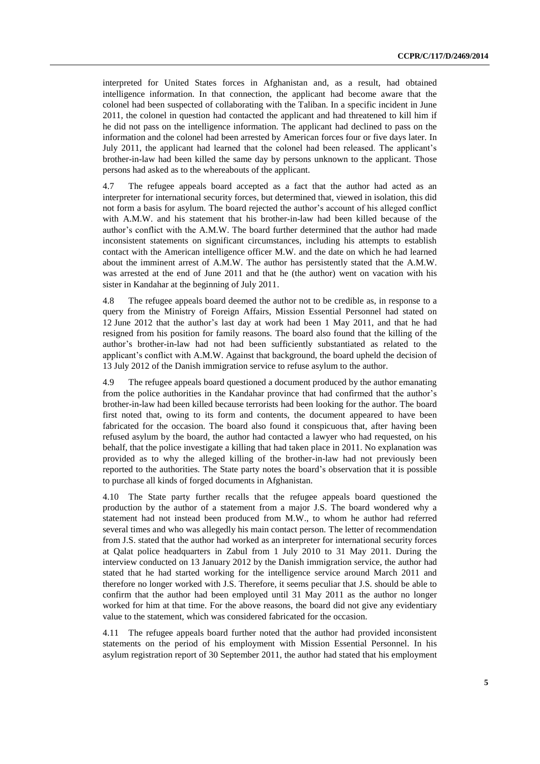interpreted for United States forces in Afghanistan and, as a result, had obtained intelligence information. In that connection, the applicant had become aware that the colonel had been suspected of collaborating with the Taliban. In a specific incident in June 2011, the colonel in question had contacted the applicant and had threatened to kill him if he did not pass on the intelligence information. The applicant had declined to pass on the information and the colonel had been arrested by American forces four or five days later. In July 2011, the applicant had learned that the colonel had been released. The applicant's brother-in-law had been killed the same day by persons unknown to the applicant. Those persons had asked as to the whereabouts of the applicant.

4.7 The refugee appeals board accepted as a fact that the author had acted as an interpreter for international security forces, but determined that, viewed in isolation, this did not form a basis for asylum. The board rejected the author's account of his alleged conflict with A.M.W. and his statement that his brother-in-law had been killed because of the author's conflict with the A.M.W. The board further determined that the author had made inconsistent statements on significant circumstances, including his attempts to establish contact with the American intelligence officer M.W. and the date on which he had learned about the imminent arrest of A.M.W. The author has persistently stated that the A.M.W. was arrested at the end of June 2011 and that he (the author) went on vacation with his sister in Kandahar at the beginning of July 2011.

4.8 The refugee appeals board deemed the author not to be credible as, in response to a query from the Ministry of Foreign Affairs, Mission Essential Personnel had stated on 12 June 2012 that the author's last day at work had been 1 May 2011, and that he had resigned from his position for family reasons. The board also found that the killing of the author's brother-in-law had not had been sufficiently substantiated as related to the applicant's conflict with A.M.W. Against that background, the board upheld the decision of 13 July 2012 of the Danish immigration service to refuse asylum to the author.

4.9 The refugee appeals board questioned a document produced by the author emanating from the police authorities in the Kandahar province that had confirmed that the author's brother-in-law had been killed because terrorists had been looking for the author. The board first noted that, owing to its form and contents, the document appeared to have been fabricated for the occasion. The board also found it conspicuous that, after having been refused asylum by the board, the author had contacted a lawyer who had requested, on his behalf, that the police investigate a killing that had taken place in 2011. No explanation was provided as to why the alleged killing of the brother-in-law had not previously been reported to the authorities. The State party notes the board's observation that it is possible to purchase all kinds of forged documents in Afghanistan.

4.10 The State party further recalls that the refugee appeals board questioned the production by the author of a statement from a major J.S. The board wondered why a statement had not instead been produced from M.W., to whom he author had referred several times and who was allegedly his main contact person. The letter of recommendation from J.S. stated that the author had worked as an interpreter for international security forces at Qalat police headquarters in Zabul from 1 July 2010 to 31 May 2011. During the interview conducted on 13 January 2012 by the Danish immigration service, the author had stated that he had started working for the intelligence service around March 2011 and therefore no longer worked with J.S. Therefore, it seems peculiar that J.S. should be able to confirm that the author had been employed until 31 May 2011 as the author no longer worked for him at that time. For the above reasons, the board did not give any evidentiary value to the statement, which was considered fabricated for the occasion.

4.11 The refugee appeals board further noted that the author had provided inconsistent statements on the period of his employment with Mission Essential Personnel. In his asylum registration report of 30 September 2011, the author had stated that his employment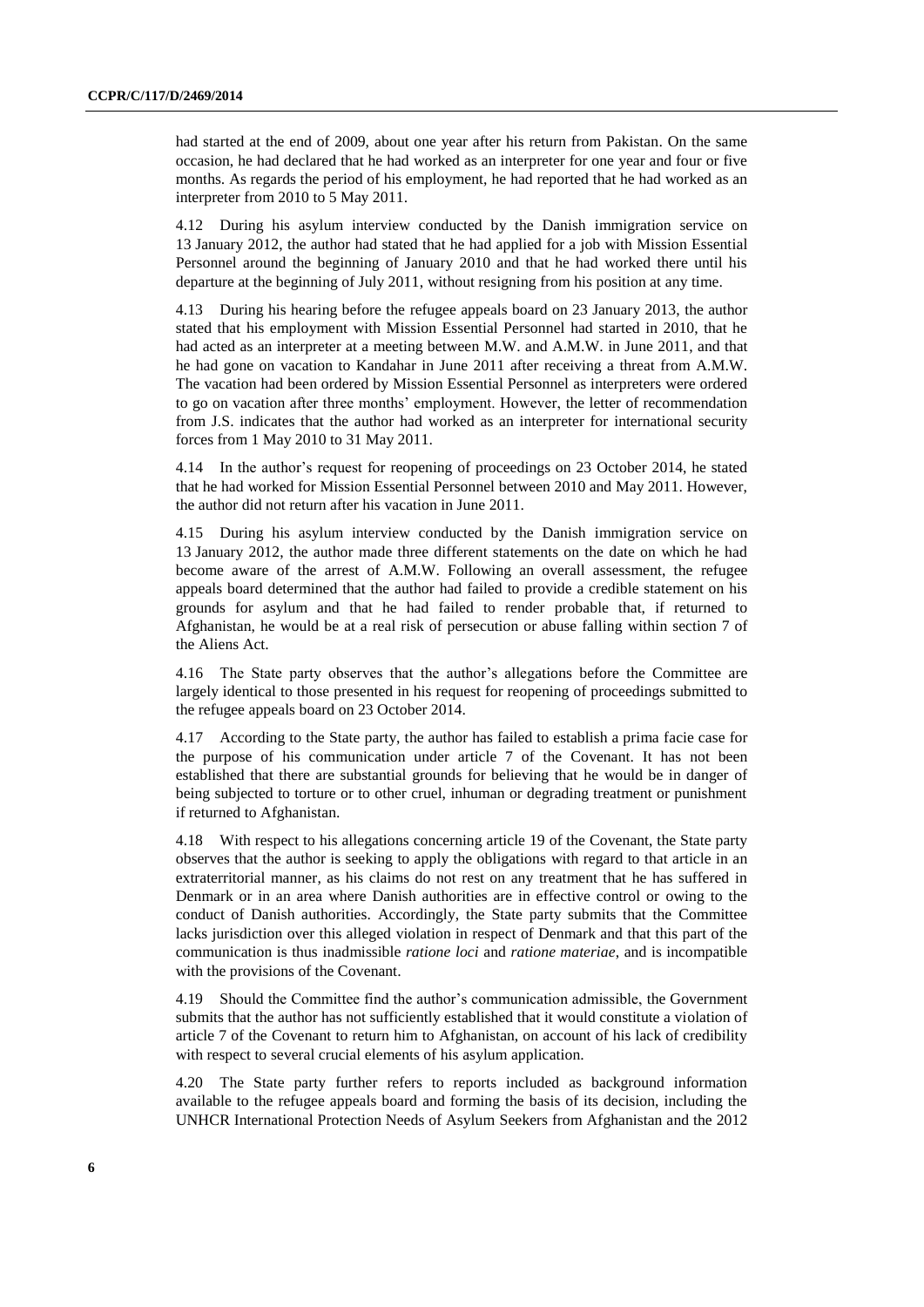had started at the end of 2009, about one year after his return from Pakistan. On the same occasion, he had declared that he had worked as an interpreter for one year and four or five months. As regards the period of his employment, he had reported that he had worked as an interpreter from 2010 to 5 May 2011.

4.12 During his asylum interview conducted by the Danish immigration service on 13 January 2012, the author had stated that he had applied for a job with Mission Essential Personnel around the beginning of January 2010 and that he had worked there until his departure at the beginning of July 2011, without resigning from his position at any time.

4.13 During his hearing before the refugee appeals board on 23 January 2013, the author stated that his employment with Mission Essential Personnel had started in 2010, that he had acted as an interpreter at a meeting between M.W. and A.M.W. in June 2011, and that he had gone on vacation to Kandahar in June 2011 after receiving a threat from A.M.W. The vacation had been ordered by Mission Essential Personnel as interpreters were ordered to go on vacation after three months' employment. However, the letter of recommendation from J.S. indicates that the author had worked as an interpreter for international security forces from 1 May 2010 to 31 May 2011.

4.14 In the author's request for reopening of proceedings on 23 October 2014, he stated that he had worked for Mission Essential Personnel between 2010 and May 2011. However, the author did not return after his vacation in June 2011.

4.15 During his asylum interview conducted by the Danish immigration service on 13 January 2012, the author made three different statements on the date on which he had become aware of the arrest of A.M.W. Following an overall assessment, the refugee appeals board determined that the author had failed to provide a credible statement on his grounds for asylum and that he had failed to render probable that, if returned to Afghanistan, he would be at a real risk of persecution or abuse falling within section 7 of the Aliens Act.

4.16 The State party observes that the author's allegations before the Committee are largely identical to those presented in his request for reopening of proceedings submitted to the refugee appeals board on 23 October 2014.

4.17 According to the State party, the author has failed to establish a prima facie case for the purpose of his communication under article 7 of the Covenant. It has not been established that there are substantial grounds for believing that he would be in danger of being subjected to torture or to other cruel, inhuman or degrading treatment or punishment if returned to Afghanistan.

4.18 With respect to his allegations concerning article 19 of the Covenant, the State party observes that the author is seeking to apply the obligations with regard to that article in an extraterritorial manner, as his claims do not rest on any treatment that he has suffered in Denmark or in an area where Danish authorities are in effective control or owing to the conduct of Danish authorities. Accordingly, the State party submits that the Committee lacks jurisdiction over this alleged violation in respect of Denmark and that this part of the communication is thus inadmissible *ratione loci* and *ratione materiae*, and is incompatible with the provisions of the Covenant.

4.19 Should the Committee find the author's communication admissible, the Government submits that the author has not sufficiently established that it would constitute a violation of article 7 of the Covenant to return him to Afghanistan, on account of his lack of credibility with respect to several crucial elements of his asylum application.

4.20 The State party further refers to reports included as background information available to the refugee appeals board and forming the basis of its decision, including the UNHCR International Protection Needs of Asylum Seekers from Afghanistan and the 2012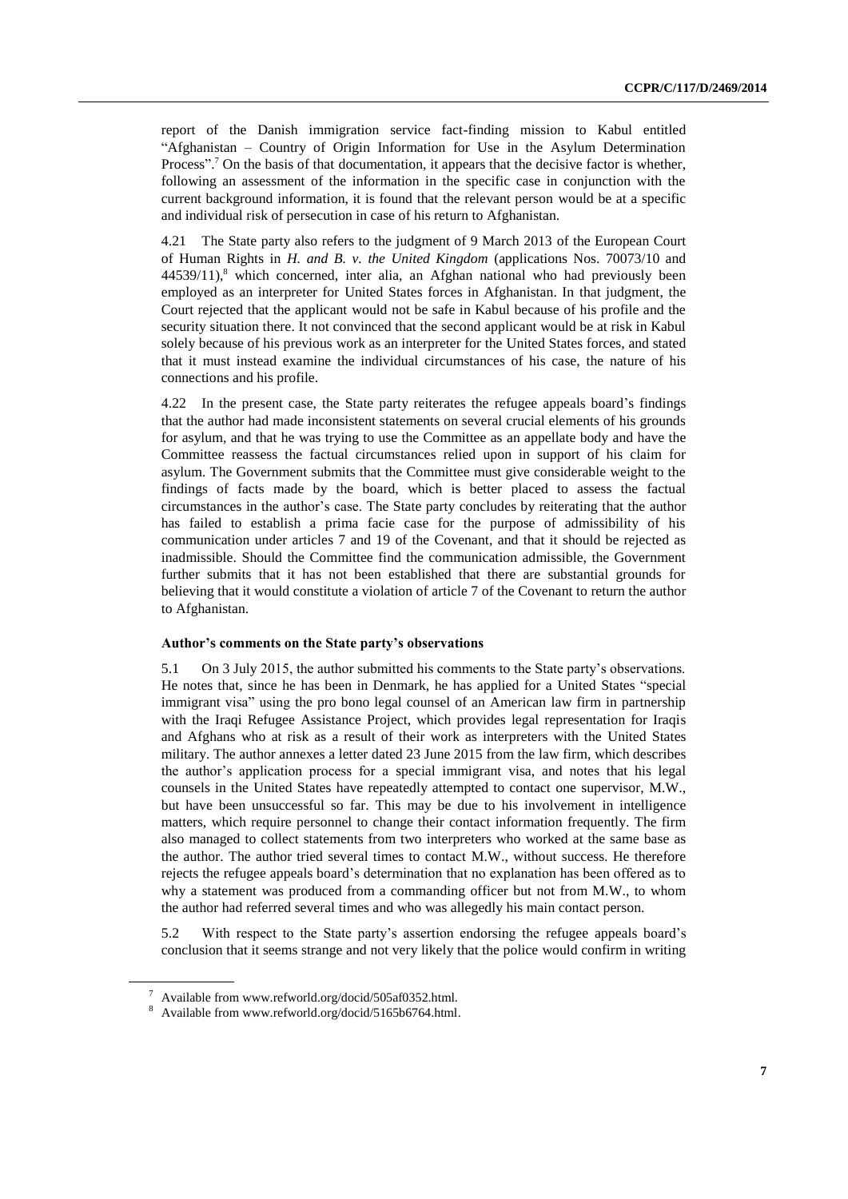report of the Danish immigration service fact-finding mission to Kabul entitled "Afghanistan – Country of Origin Information for Use in the Asylum Determination Process".[7] On the basis of that documentation, it appears that the decisive factor is whether, following an assessment of the information in the specific case in conjunction with the current background information, it is found that the relevant person would be at a specific and individual risk of persecution in case of his return to Afghanistan.

4.21 The State party also refers to the judgment of 9 March 2013 of the European Court of Human Rights in *H. and B. v. the United Kingdom* (applications Nos. 70073/10 and 44539/11),[8] which concerned, inter alia, an Afghan national who had previously been employed as an interpreter for United States forces in Afghanistan. In that judgment, the Court rejected that the applicant would not be safe in Kabul because of his profile and the security situation there. It not convinced that the second applicant would be at risk in Kabul solely because of his previous work as an interpreter for the United States forces, and stated that it must instead examine the individual circumstances of his case, the nature of his connections and his profile.

4.22 In the present case, the State party reiterates the refugee appeals board's findings that the author had made inconsistent statements on several crucial elements of his grounds for asylum, and that he was trying to use the Committee as an appellate body and have the Committee reassess the factual circumstances relied upon in support of his claim for asylum. The Government submits that the Committee must give considerable weight to the findings of facts made by the board, which is better placed to assess the factual circumstances in the author's case. The State party concludes by reiterating that the author has failed to establish a prima facie case for the purpose of admissibility of his communication under articles 7 and 19 of the Covenant, and that it should be rejected as inadmissible. Should the Committee find the communication admissible, the Government further submits that it has not been established that there are substantial grounds for believing that it would constitute a violation of article 7 of the Covenant to return the author to Afghanistan.

### Author's comments on the State party's observations

5.1 On 3 July 2015, the author submitted his comments to the State party's observations. He notes that, since he has been in Denmark, he has applied for a United States "special immigrant visa" using the pro bono legal counsel of an American law firm in partnership with the Iraqi Refugee Assistance Project, which provides legal representation for Iraqis and Afghans who at risk as a result of their work as interpreters with the United States military. The author annexes a letter dated 23 June 2015 from the law firm, which describes the author's application process for a special immigrant visa, and notes that his legal counsels in the United States have repeatedly attempted to contact one supervisor, M.W., but have been unsuccessful so far. This may be due to his involvement in intelligence matters, which require personnel to change their contact information frequently. The firm also managed to collect statements from two interpreters who worked at the same base as the author. The author tried several times to contact M.W., without success. He therefore rejects the refugee appeals board's determination that no explanation has been offered as to why a statement was produced from a commanding officer but not from M.W., to whom the author had referred several times and who was allegedly his main contact person.

5.2 With respect to the State party's assertion endorsing the refugee appeals board's conclusion that it seems strange and not very likely that the police would confirm in writing

[7] Available from www.refworld.org/docid/505af0352.html.

[8] Available from www.refworld.org/docid/5165b6764.html.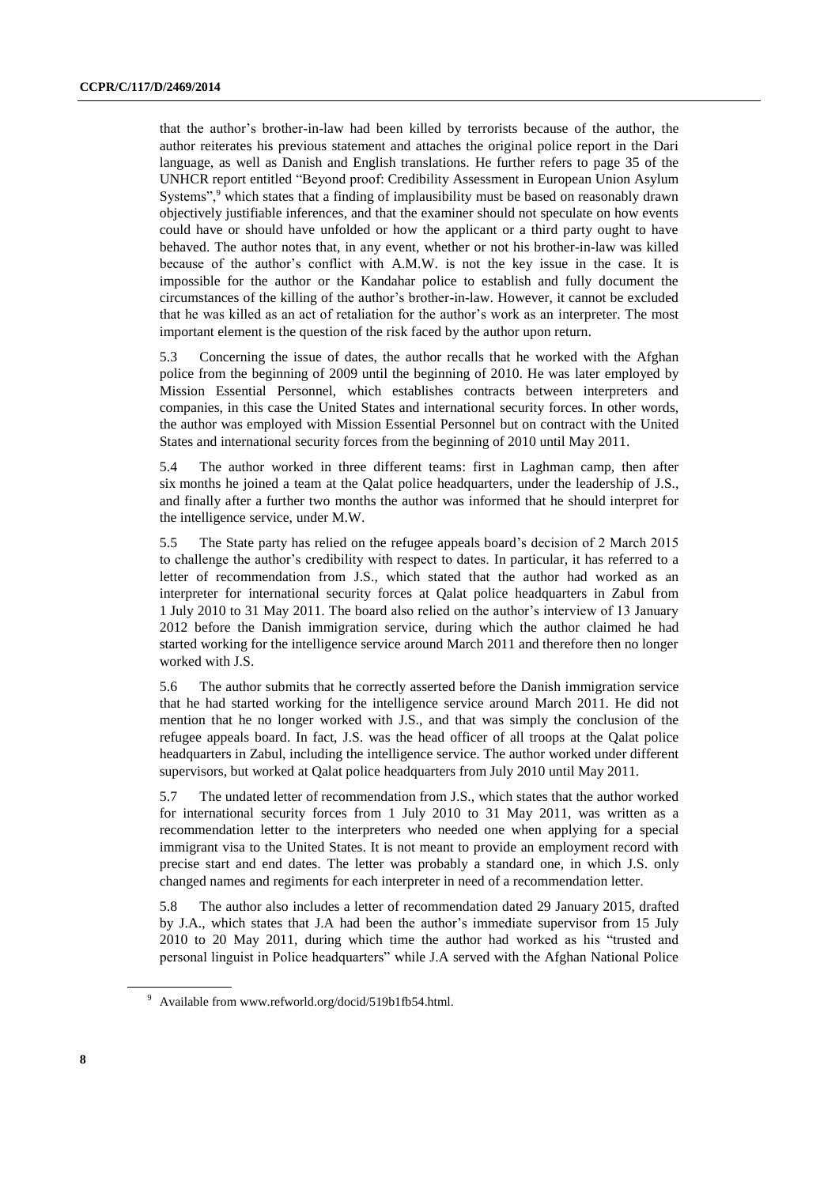that the author's brother-in-law had been killed by terrorists because of the author, the author reiterates his previous statement and attaches the original police report in the Dari language, as well as Danish and English translations. He further refers to page 35 of the UNHCR report entitled "Beyond proof: Credibility Assessment in European Union Asylum Systems",[9] which states that a finding of implausibility must be based on reasonably drawn objectively justifiable inferences, and that the examiner should not speculate on how events could have or should have unfolded or how the applicant or a third party ought to have behaved. The author notes that, in any event, whether or not his brother-in-law was killed because of the author's conflict with A.M.W. is not the key issue in the case. It is impossible for the author or the Kandahar police to establish and fully document the circumstances of the killing of the author's brother-in-law. However, it cannot be excluded that he was killed as an act of retaliation for the author's work as an interpreter. The most important element is the question of the risk faced by the author upon return.

5.3 Concerning the issue of dates, the author recalls that he worked with the Afghan police from the beginning of 2009 until the beginning of 2010. He was later employed by Mission Essential Personnel, which establishes contracts between interpreters and companies, in this case the United States and international security forces. In other words, the author was employed with Mission Essential Personnel but on contract with the United States and international security forces from the beginning of 2010 until May 2011.

5.4 The author worked in three different teams: first in Laghman camp, then after six months he joined a team at the Qalat police headquarters, under the leadership of J.S., and finally after a further two months the author was informed that he should interpret for the intelligence service, under M.W.

5.5 The State party has relied on the refugee appeals board's decision of 2 March 2015 to challenge the author's credibility with respect to dates. In particular, it has referred to a letter of recommendation from J.S., which stated that the author had worked as an interpreter for international security forces at Qalat police headquarters in Zabul from 1 July 2010 to 31 May 2011. The board also relied on the author's interview of 13 January 2012 before the Danish immigration service, during which the author claimed he had started working for the intelligence service around March 2011 and therefore then no longer worked with J.S.

5.6 The author submits that he correctly asserted before the Danish immigration service that he had started working for the intelligence service around March 2011. He did not mention that he no longer worked with J.S., and that was simply the conclusion of the refugee appeals board. In fact, J.S. was the head officer of all troops at the Qalat police headquarters in Zabul, including the intelligence service. The author worked under different supervisors, but worked at Qalat police headquarters from July 2010 until May 2011.

5.7 The undated letter of recommendation from J.S., which states that the author worked for international security forces from 1 July 2010 to 31 May 2011, was written as a recommendation letter to the interpreters who needed one when applying for a special immigrant visa to the United States. It is not meant to provide an employment record with precise start and end dates. The letter was probably a standard one, in which J.S. only changed names and regiments for each interpreter in need of a recommendation letter.

5.8 The author also includes a letter of recommendation dated 29 January 2015, drafted by J.A., which states that J.A had been the author's immediate supervisor from 15 July 2010 to 20 May 2011, during which time the author had worked as his "trusted and personal linguist in Police headquarters" while J.A served with the Afghan National Police

---

[9] Available from www.refworld.org/docid/519b1fb54.html.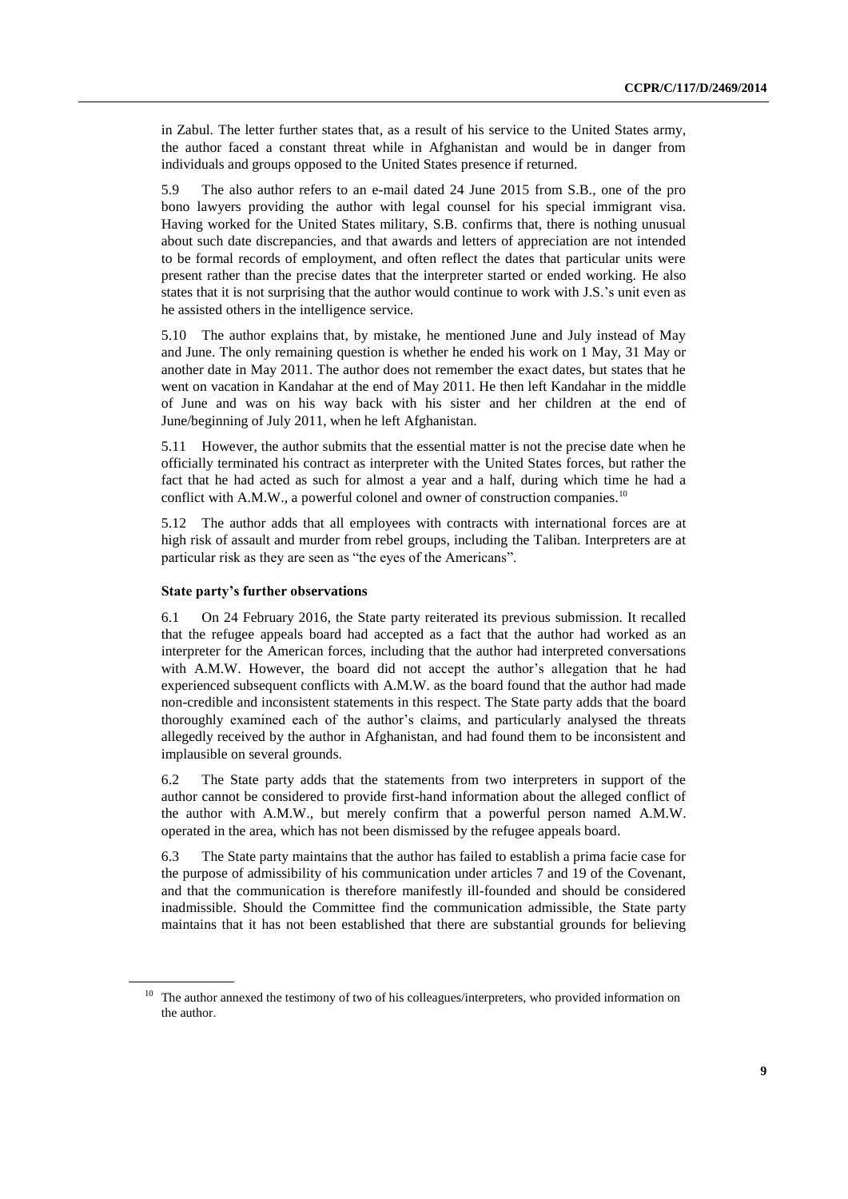in Zabul. The letter further states that, as a result of his service to the United States army, the author faced a constant threat while in Afghanistan and would be in danger from individuals and groups opposed to the United States presence if returned.

5.9 The also author refers to an e-mail dated 24 June 2015 from S.B., one of the pro bono lawyers providing the author with legal counsel for his special immigrant visa. Having worked for the United States military, S.B. confirms that, there is nothing unusual about such date discrepancies, and that awards and letters of appreciation are not intended to be formal records of employment, and often reflect the dates that particular units were present rather than the precise dates that the interpreter started or ended working. He also states that it is not surprising that the author would continue to work with J.S.'s unit even as he assisted others in the intelligence service.

5.10 The author explains that, by mistake, he mentioned June and July instead of May and June. The only remaining question is whether he ended his work on 1 May, 31 May or another date in May 2011. The author does not remember the exact dates, but states that he went on vacation in Kandahar at the end of May 2011. He then left Kandahar in the middle of June and was on his way back with his sister and her children at the end of June/beginning of July 2011, when he left Afghanistan.

5.11 However, the author submits that the essential matter is not the precise date when he officially terminated his contract as interpreter with the United States forces, but rather the fact that he had acted as such for almost a year and a half, during which time he had a conflict with A.M.W., a powerful colonel and owner of construction companies.[10]

5.12 The author adds that all employees with contracts with international forces are at high risk of assault and murder from rebel groups, including the Taliban. Interpreters are at particular risk as they are seen as "the eyes of the Americans".

**State party's further observations**

6.1 On 24 February 2016, the State party reiterated its previous submission. It recalled that the refugee appeals board had accepted as a fact that the author had worked as an interpreter for the American forces, including that the author had interpreted conversations with A.M.W. However, the board did not accept the author's allegation that he had experienced subsequent conflicts with A.M.W. as the board found that the author had made non-credible and inconsistent statements in this respect. The State party adds that the board thoroughly examined each of the author's claims, and particularly analysed the threats allegedly received by the author in Afghanistan, and had found them to be inconsistent and implausible on several grounds.

6.2 The State party adds that the statements from two interpreters in support of the author cannot be considered to provide first-hand information about the alleged conflict of the author with A.M.W., but merely confirm that a powerful person named A.M.W. operated in the area, which has not been dismissed by the refugee appeals board.

6.3 The State party maintains that the author has failed to establish a prima facie case for the purpose of admissibility of his communication under articles 7 and 19 of the Covenant, and that the communication is therefore manifestly ill-founded and should be considered inadmissible. Should the Committee find the communication admissible, the State party maintains that it has not been established that there are substantial grounds for believing

---

[10] The author annexed the testimony of two of his colleagues/interpreters, who provided information on the author.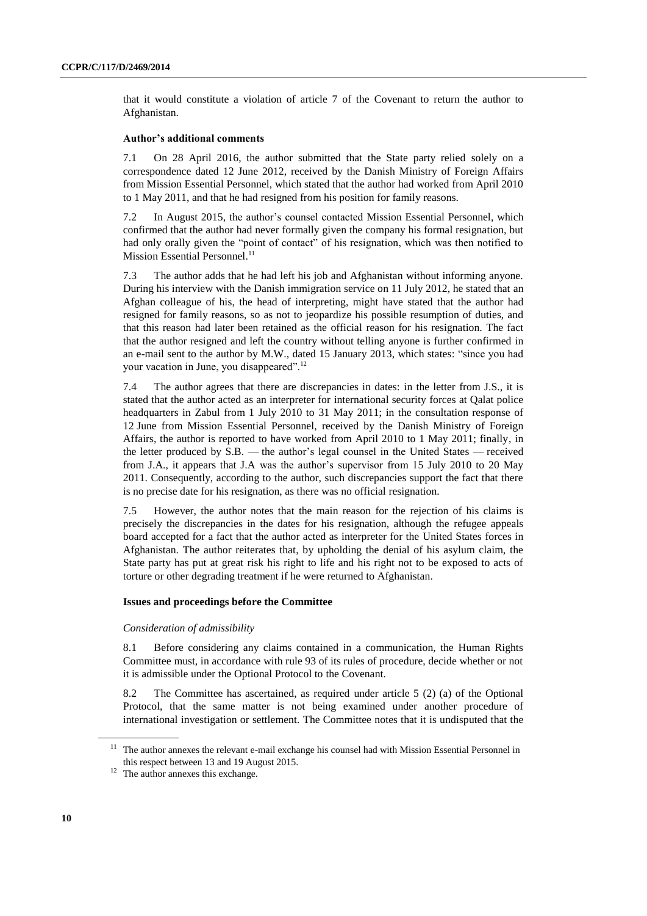that it would constitute a violation of article 7 of the Covenant to return the author to Afghanistan.

**Author's additional comments**

7.1 On 28 April 2016, the author submitted that the State party relied solely on a correspondence dated 12 June 2012, received by the Danish Ministry of Foreign Affairs from Mission Essential Personnel, which stated that the author had worked from April 2010 to 1 May 2011, and that he had resigned from his position for family reasons.

7.2 In August 2015, the author's counsel contacted Mission Essential Personnel, which confirmed that the author had never formally given the company his formal resignation, but had only orally given the "point of contact" of his resignation, which was then notified to Mission Essential Personnel.[11]

7.3 The author adds that he had left his job and Afghanistan without informing anyone. During his interview with the Danish immigration service on 11 July 2012, he stated that an Afghan colleague of his, the head of interpreting, might have stated that the author had resigned for family reasons, so as not to jeopardize his possible resumption of duties, and that this reason had later been retained as the official reason for his resignation. The fact that the author resigned and left the country without telling anyone is further confirmed in an e-mail sent to the author by M.W., dated 15 January 2013, which states: "since you had your vacation in June, you disappeared".[12]

7.4 The author agrees that there are discrepancies in dates: in the letter from J.S., it is stated that the author acted as an interpreter for international security forces at Qalat police headquarters in Zabul from 1 July 2010 to 31 May 2011; in the consultation response of 12 June from Mission Essential Personnel, received by the Danish Ministry of Foreign Affairs, the author is reported to have worked from April 2010 to 1 May 2011; finally, in the letter produced by S.B. — the author's legal counsel in the United States — received from J.A., it appears that J.A was the author's supervisor from 15 July 2010 to 20 May 2011. Consequently, according to the author, such discrepancies support the fact that there is no precise date for his resignation, as there was no official resignation.

7.5 However, the author notes that the main reason for the rejection of his claims is precisely the discrepancies in the dates for his resignation, although the refugee appeals board accepted for a fact that the author acted as interpreter for the United States forces in Afghanistan. The author reiterates that, by upholding the denial of his asylum claim, the State party has put at great risk his right to life and his right not to be exposed to acts of torture or other degrading treatment if he were returned to Afghanistan.

**Issues and proceedings before the Committee**

*Consideration of admissibility*

8.1 Before considering any claims contained in a communication, the Human Rights Committee must, in accordance with rule 93 of its rules of procedure, decide whether or not it is admissible under the Optional Protocol to the Covenant.

8.2 The Committee has ascertained, as required under article 5 (2) (a) of the Optional Protocol, that the same matter is not being examined under another procedure of international investigation or settlement. The Committee notes that it is undisputed that the

[11] The author annexes the relevant e-mail exchange his counsel had with Mission Essential Personnel in this respect between 13 and 19 August 2015.

[12] The author annexes this exchange.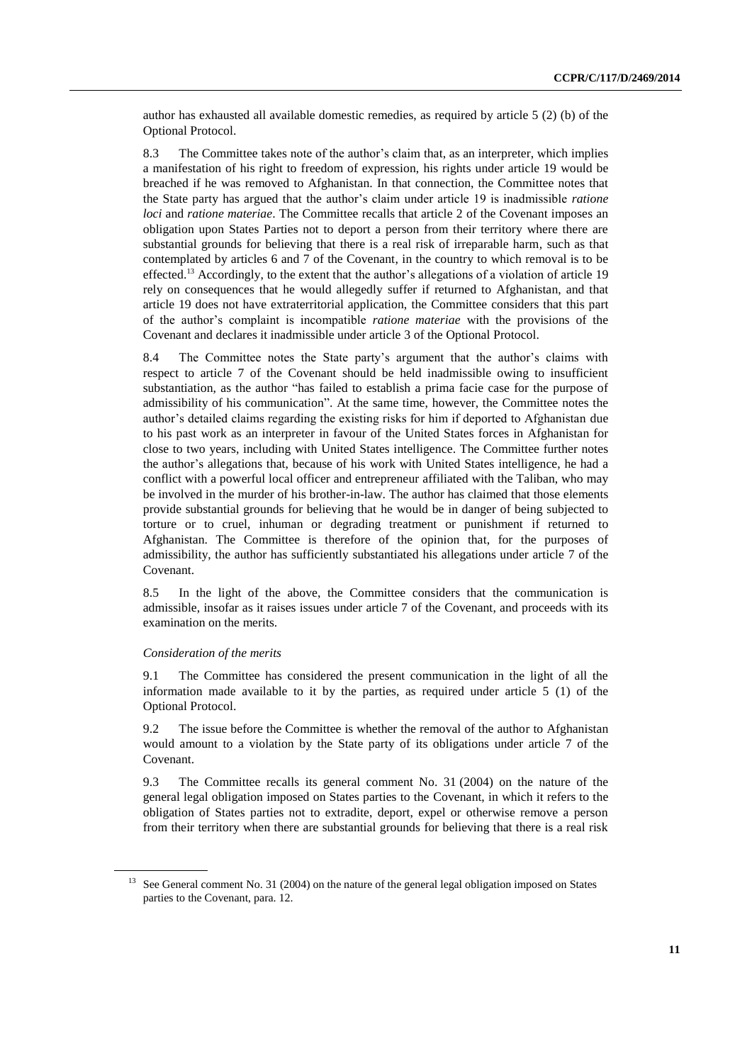author has exhausted all available domestic remedies, as required by article 5 (2) (b) of the Optional Protocol.

8.3 The Committee takes note of the author's claim that, as an interpreter, which implies a manifestation of his right to freedom of expression, his rights under article 19 would be breached if he was removed to Afghanistan. In that connection, the Committee notes that the State party has argued that the author's claim under article 19 is inadmissible *ratione loci* and *ratione materiae*. The Committee recalls that article 2 of the Covenant imposes an obligation upon States Parties not to deport a person from their territory where there are substantial grounds for believing that there is a real risk of irreparable harm, such as that contemplated by articles 6 and 7 of the Covenant, in the country to which removal is to be effected.[13] Accordingly, to the extent that the author's allegations of a violation of article 19 rely on consequences that he would allegedly suffer if returned to Afghanistan, and that article 19 does not have extraterritorial application, the Committee considers that this part of the author's complaint is incompatible *ratione materiae* with the provisions of the Covenant and declares it inadmissible under article 3 of the Optional Protocol.

8.4 The Committee notes the State party's argument that the author's claims with respect to article 7 of the Covenant should be held inadmissible owing to insufficient substantiation, as the author "has failed to establish a prima facie case for the purpose of admissibility of his communication". At the same time, however, the Committee notes the author's detailed claims regarding the existing risks for him if deported to Afghanistan due to his past work as an interpreter in favour of the United States forces in Afghanistan for close to two years, including with United States intelligence. The Committee further notes the author's allegations that, because of his work with United States intelligence, he had a conflict with a powerful local officer and entrepreneur affiliated with the Taliban, who may be involved in the murder of his brother-in-law. The author has claimed that those elements provide substantial grounds for believing that he would be in danger of being subjected to torture or to cruel, inhuman or degrading treatment or punishment if returned to Afghanistan. The Committee is therefore of the opinion that, for the purposes of admissibility, the author has sufficiently substantiated his allegations under article 7 of the Covenant.

8.5 In the light of the above, the Committee considers that the communication is admissible, insofar as it raises issues under article 7 of the Covenant, and proceeds with its examination on the merits.

*Consideration of the merits*

9.1 The Committee has considered the present communication in the light of all the information made available to it by the parties, as required under article 5 (1) of the Optional Protocol.

9.2 The issue before the Committee is whether the removal of the author to Afghanistan would amount to a violation by the State party of its obligations under article 7 of the Covenant.

9.3 The Committee recalls its general comment No. 31 (2004) on the nature of the general legal obligation imposed on States parties to the Covenant, in which it refers to the obligation of States parties not to extradite, deport, expel or otherwise remove a person from their territory when there are substantial grounds for believing that there is a real risk

[13] See General comment No. 31 (2004) on the nature of the general legal obligation imposed on States parties to the Covenant, para. 12.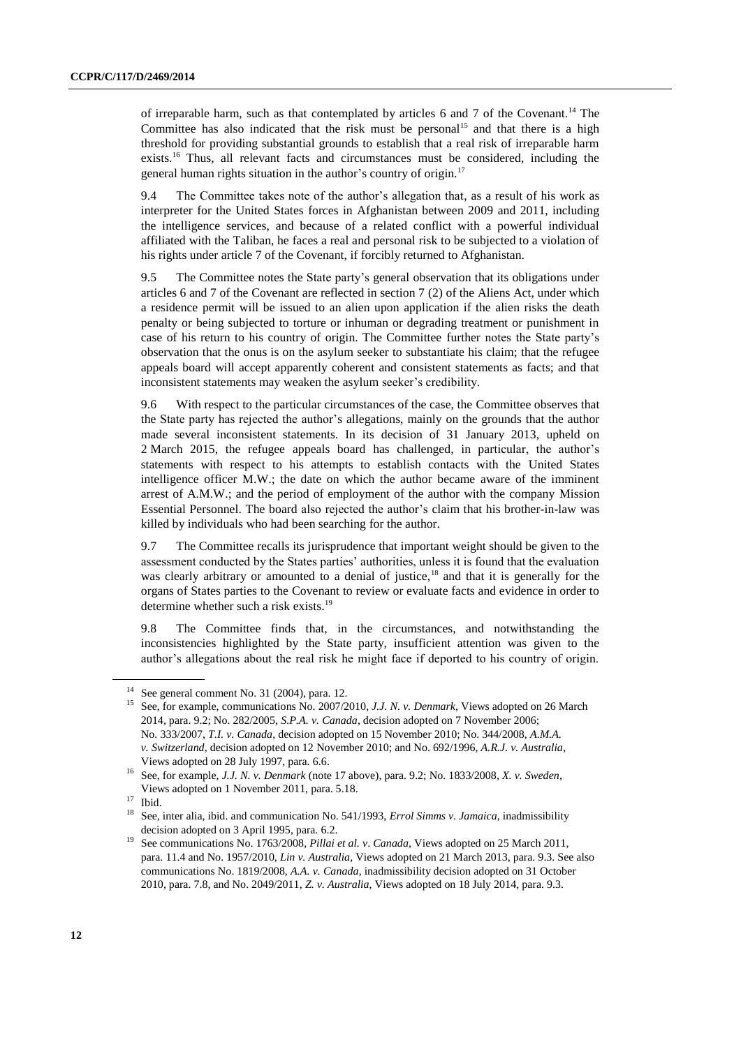of irreparable harm, such as that contemplated by articles 6 and 7 of the Covenant.[14] The Committee has also indicated that the risk must be personal[15] and that there is a high threshold for providing substantial grounds to establish that a real risk of irreparable harm exists.[16] Thus, all relevant facts and circumstances must be considered, including the general human rights situation in the author's country of origin.[17]

9.4 The Committee takes note of the author's allegation that, as a result of his work as interpreter for the United States forces in Afghanistan between 2009 and 2011, including the intelligence services, and because of a related conflict with a powerful individual affiliated with the Taliban, he faces a real and personal risk to be subjected to a violation of his rights under article 7 of the Covenant, if forcibly returned to Afghanistan.

9.5 The Committee notes the State party's general observation that its obligations under articles 6 and 7 of the Covenant are reflected in section 7 (2) of the Aliens Act, under which a residence permit will be issued to an alien upon application if the alien risks the death penalty or being subjected to torture or inhuman or degrading treatment or punishment in case of his return to his country of origin. The Committee further notes the State party's observation that the onus is on the asylum seeker to substantiate his claim; that the refugee appeals board will accept apparently coherent and consistent statements as facts; and that inconsistent statements may weaken the asylum seeker's credibility.

9.6 With respect to the particular circumstances of the case, the Committee observes that the State party has rejected the author's allegations, mainly on the grounds that the author made several inconsistent statements. In its decision of 31 January 2013, upheld on 2 March 2015, the refugee appeals board has challenged, in particular, the author's statements with respect to his attempts to establish contacts with the United States intelligence officer M.W.; the date on which the author became aware of the imminent arrest of A.M.W.; and the period of employment of the author with the company Mission Essential Personnel. The board also rejected the author's claim that his brother-in-law was killed by individuals who had been searching for the author.

9.7 The Committee recalls its jurisprudence that important weight should be given to the assessment conducted by the States parties' authorities, unless it is found that the evaluation was clearly arbitrary or amounted to a denial of justice,[18] and that it is generally for the organs of States parties to the Covenant to review or evaluate facts and evidence in order to determine whether such a risk exists.[19]

9.8 The Committee finds that, in the circumstances, and notwithstanding the inconsistencies highlighted by the State party, insufficient attention was given to the author's allegations about the real risk he might face if deported to his country of origin.

---

[14] See general comment No. 31 (2004), para. 12.

[15] See, for example, communications No. 2007/2010, *J.J. N. v. Denmark*, Views adopted on 26 March 2014, para. 9.2; No. 282/2005, *S.P.A. v. Canada*, decision adopted on 7 November 2006; No. 333/2007, *T.I. v. Canada*, decision adopted on 15 November 2010; No. 344/2008, *A.M.A. v. Switzerland*, decision adopted on 12 November 2010; and No. 692/1996, *A.R.J. v. Australia*, Views adopted on 28 July 1997, para. 6.6.

[16] See, for example, *J.J. N. v. Denmark* (note 17 above), para. 9.2; No. 1833/2008, *X. v. Sweden*, Views adopted on 1 November 2011, para. 5.18.

[17] Ibid.

[18] See, inter alia, ibid. and communication No. 541/1993, *Errol Simms v. Jamaica*, inadmissibility decision adopted on 3 April 1995, para. 6.2.

[19] See communications No. 1763/2008, *Pillai et al. v. Canada*, Views adopted on 25 March 2011, para. 11.4 and No. 1957/2010, *Lin v. Australia*, Views adopted on 21 March 2013, para. 9.3. See also communications No. 1819/2008, *A.A. v. Canada*, inadmissibility decision adopted on 31 October 2010, para. 7.8, and No. 2049/2011, *Z. v. Australia*, Views adopted on 18 July 2014, para. 9.3.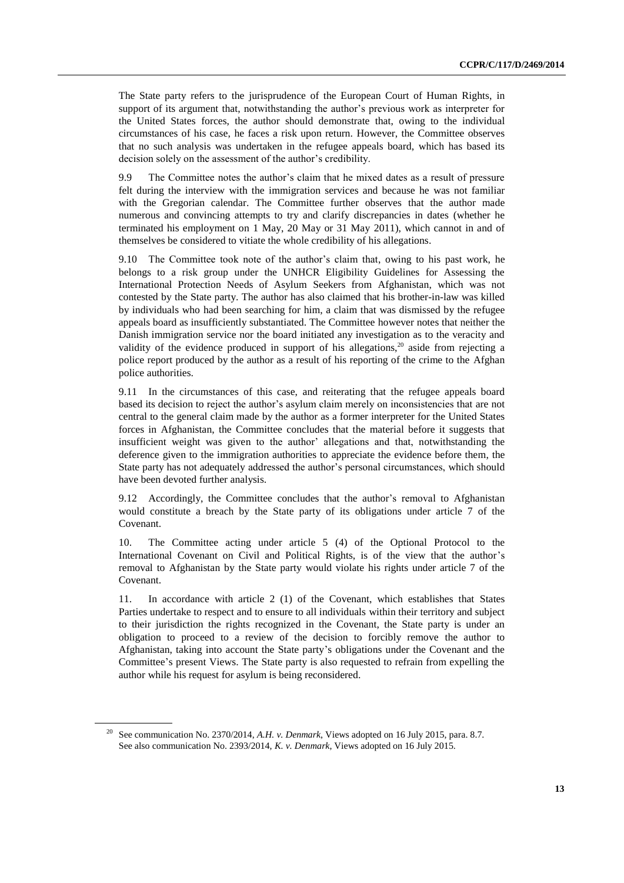The State party refers to the jurisprudence of the European Court of Human Rights, in support of its argument that, notwithstanding the author's previous work as interpreter for the United States forces, the author should demonstrate that, owing to the individual circumstances of his case, he faces a risk upon return. However, the Committee observes that no such analysis was undertaken in the refugee appeals board, which has based its decision solely on the assessment of the author's credibility.

9.9 The Committee notes the author's claim that he mixed dates as a result of pressure felt during the interview with the immigration services and because he was not familiar with the Gregorian calendar. The Committee further observes that the author made numerous and convincing attempts to try and clarify discrepancies in dates (whether he terminated his employment on 1 May, 20 May or 31 May 2011), which cannot in and of themselves be considered to vitiate the whole credibility of his allegations.

9.10 The Committee took note of the author's claim that, owing to his past work, he belongs to a risk group under the UNHCR Eligibility Guidelines for Assessing the International Protection Needs of Asylum Seekers from Afghanistan, which was not contested by the State party. The author has also claimed that his brother-in-law was killed by individuals who had been searching for him, a claim that was dismissed by the refugee appeals board as insufficiently substantiated. The Committee however notes that neither the Danish immigration service nor the board initiated any investigation as to the veracity and validity of the evidence produced in support of his allegations,[20] aside from rejecting a police report produced by the author as a result of his reporting of the crime to the Afghan police authorities.

9.11 In the circumstances of this case, and reiterating that the refugee appeals board based its decision to reject the author's asylum claim merely on inconsistencies that are not central to the general claim made by the author as a former interpreter for the United States forces in Afghanistan, the Committee concludes that the material before it suggests that insufficient weight was given to the author' allegations and that, notwithstanding the deference given to the immigration authorities to appreciate the evidence before them, the State party has not adequately addressed the author's personal circumstances, which should have been devoted further analysis.

9.12 Accordingly, the Committee concludes that the author's removal to Afghanistan would constitute a breach by the State party of its obligations under article 7 of the Covenant.

10. The Committee acting under article 5 (4) of the Optional Protocol to the International Covenant on Civil and Political Rights, is of the view that the author's removal to Afghanistan by the State party would violate his rights under article 7 of the Covenant.

11. In accordance with article 2 (1) of the Covenant, which establishes that States Parties undertake to respect and to ensure to all individuals within their territory and subject to their jurisdiction the rights recognized in the Covenant, the State party is under an obligation to proceed to a review of the decision to forcibly remove the author to Afghanistan, taking into account the State party's obligations under the Covenant and the Committee's present Views. The State party is also requested to refrain from expelling the author while his request for asylum is being reconsidered.

---

[20] See communication No. 2370/2014, *A.H. v. Denmark*, Views adopted on 16 July 2015, para. 8.7. See also communication No. 2393/2014, *K. v. Denmark*, Views adopted on 16 July 2015.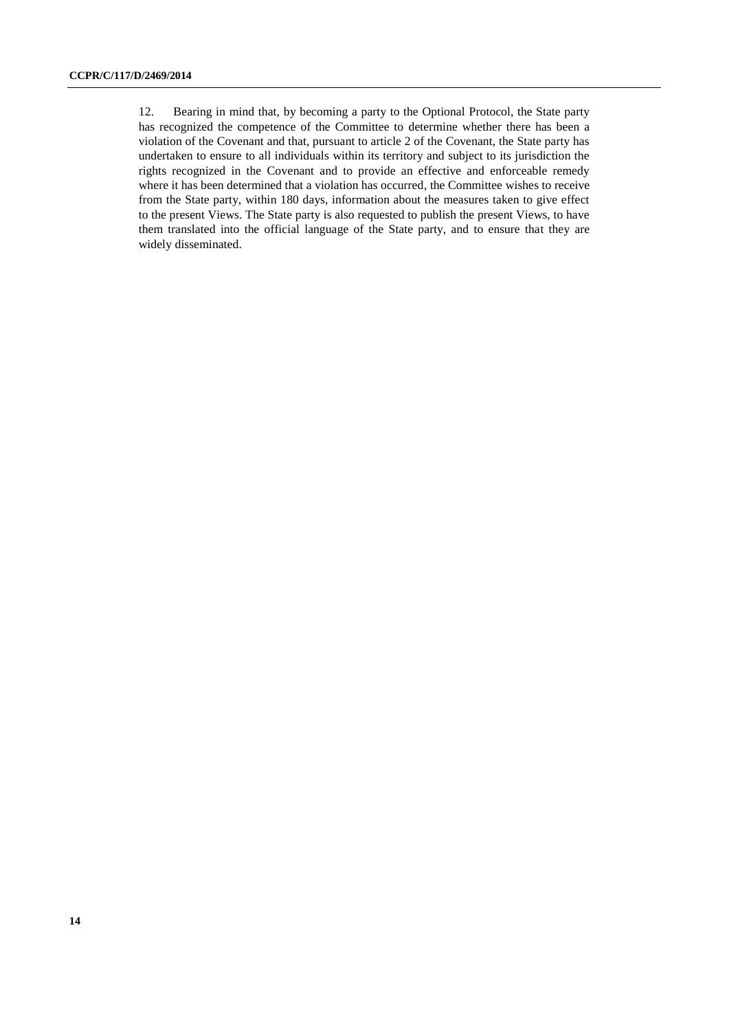12. Bearing in mind that, by becoming a party to the Optional Protocol, the State party has recognized the competence of the Committee to determine whether there has been a violation of the Covenant and that, pursuant to article 2 of the Covenant, the State party has undertaken to ensure to all individuals within its territory and subject to its jurisdiction the rights recognized in the Covenant and to provide an effective and enforceable remedy where it has been determined that a violation has occurred, the Committee wishes to receive from the State party, within 180 days, information about the measures taken to give effect to the present Views. The State party is also requested to publish the present Views, to have them translated into the official language of the State party, and to ensure that they are widely disseminated.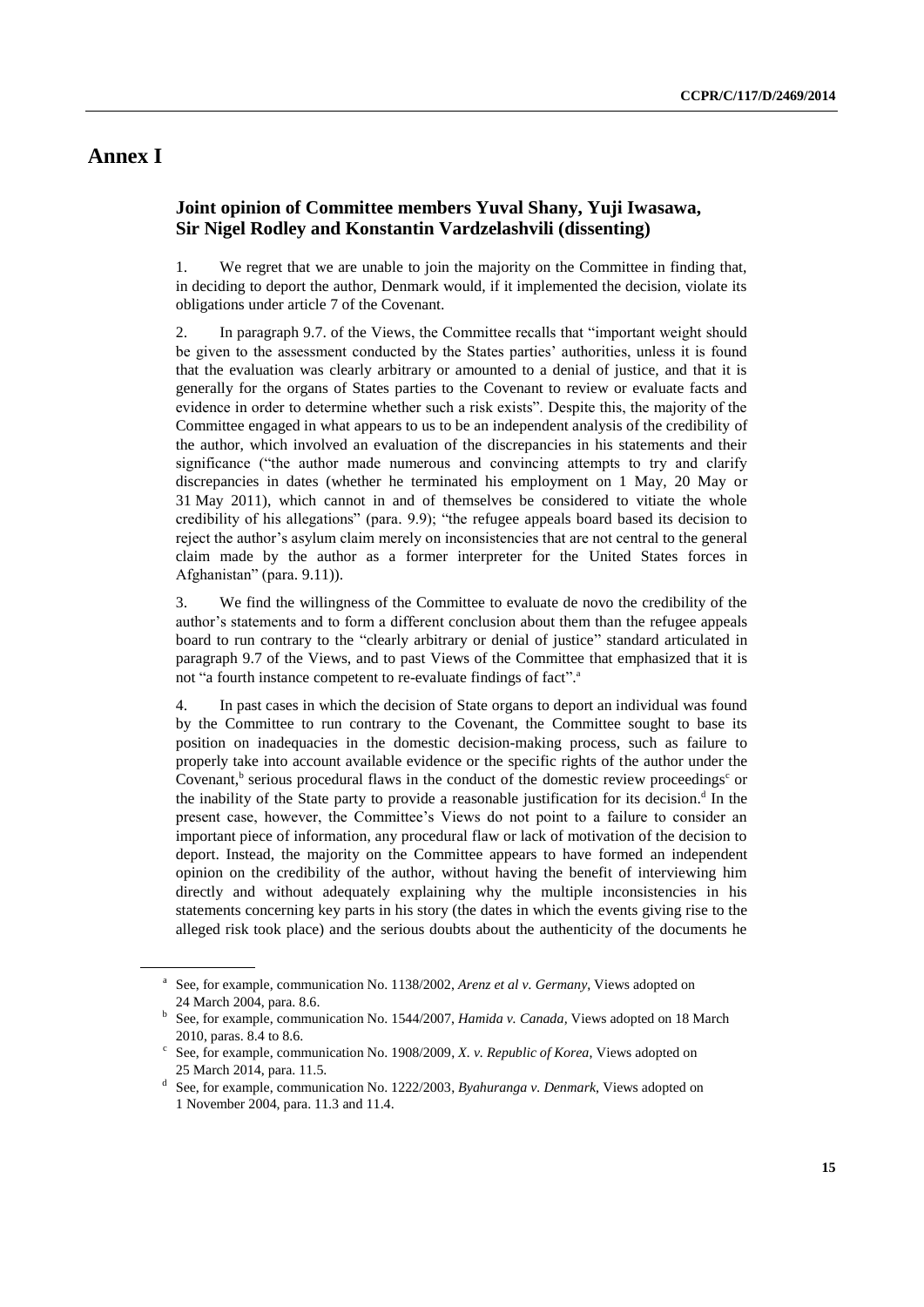# Annex I

## Joint opinion of Committee members Yuval Shany, Yuji Iwasawa, Sir Nigel Rodley and Konstantin Vardzelashvili (dissenting)

1. We regret that we are unable to join the majority on the Committee in finding that, in deciding to deport the author, Denmark would, if it implemented the decision, violate its obligations under article 7 of the Covenant.

2. In paragraph 9.7. of the Views, the Committee recalls that "important weight should be given to the assessment conducted by the States parties' authorities, unless it is found that the evaluation was clearly arbitrary or amounted to a denial of justice, and that it is generally for the organs of States parties to the Covenant to review or evaluate facts and evidence in order to determine whether such a risk exists". Despite this, the majority of the Committee engaged in what appears to us to be an independent analysis of the credibility of the author, which involved an evaluation of the discrepancies in his statements and their significance ("the author made numerous and convincing attempts to try and clarify discrepancies in dates (whether he terminated his employment on 1 May, 20 May or 31 May 2011), which cannot in and of themselves be considered to vitiate the whole credibility of his allegations" (para. 9.9); "the refugee appeals board based its decision to reject the author's asylum claim merely on inconsistencies that are not central to the general claim made by the author as a former interpreter for the United States forces in Afghanistan" (para. 9.11)).

3. We find the willingness of the Committee to evaluate de novo the credibility of the author's statements and to form a different conclusion about them than the refugee appeals board to run contrary to the "clearly arbitrary or denial of justice" standard articulated in paragraph 9.7 of the Views, and to past Views of the Committee that emphasized that it is not "a fourth instance competent to re-evaluate findings of fact".[a]

4. In past cases in which the decision of State organs to deport an individual was found by the Committee to run contrary to the Covenant, the Committee sought to base its position on inadequacies in the domestic decision-making process, such as failure to properly take into account available evidence or the specific rights of the author under the Covenant,[b] serious procedural flaws in the conduct of the domestic review proceedings[c] or the inability of the State party to provide a reasonable justification for its decision.[d] In the present case, however, the Committee's Views do not point to a failure to consider an important piece of information, any procedural flaw or lack of motivation of the decision to deport. Instead, the majority on the Committee appears to have formed an independent opinion on the credibility of the author, without having the benefit of interviewing him directly and without adequately explaining why the multiple inconsistencies in his statements concerning key parts in his story (the dates in which the events giving rise to the alleged risk took place) and the serious doubts about the authenticity of the documents he

---

[a] See, for example, communication No. 1138/2002, *Arenz et al v. Germany*, Views adopted on 24 March 2004, para. 8.6.

[b] See, for example, communication No. 1544/2007, *Hamida v. Canada*, Views adopted on 18 March 2010, paras. 8.4 to 8.6.

[c] See, for example, communication No. 1908/2009, *X. v. Republic of Korea*, Views adopted on 25 March 2014, para. 11.5.

[d] See, for example, communication No. 1222/2003, *Byahuranga v. Denmark*, Views adopted on 1 November 2004, para. 11.3 and 11.4.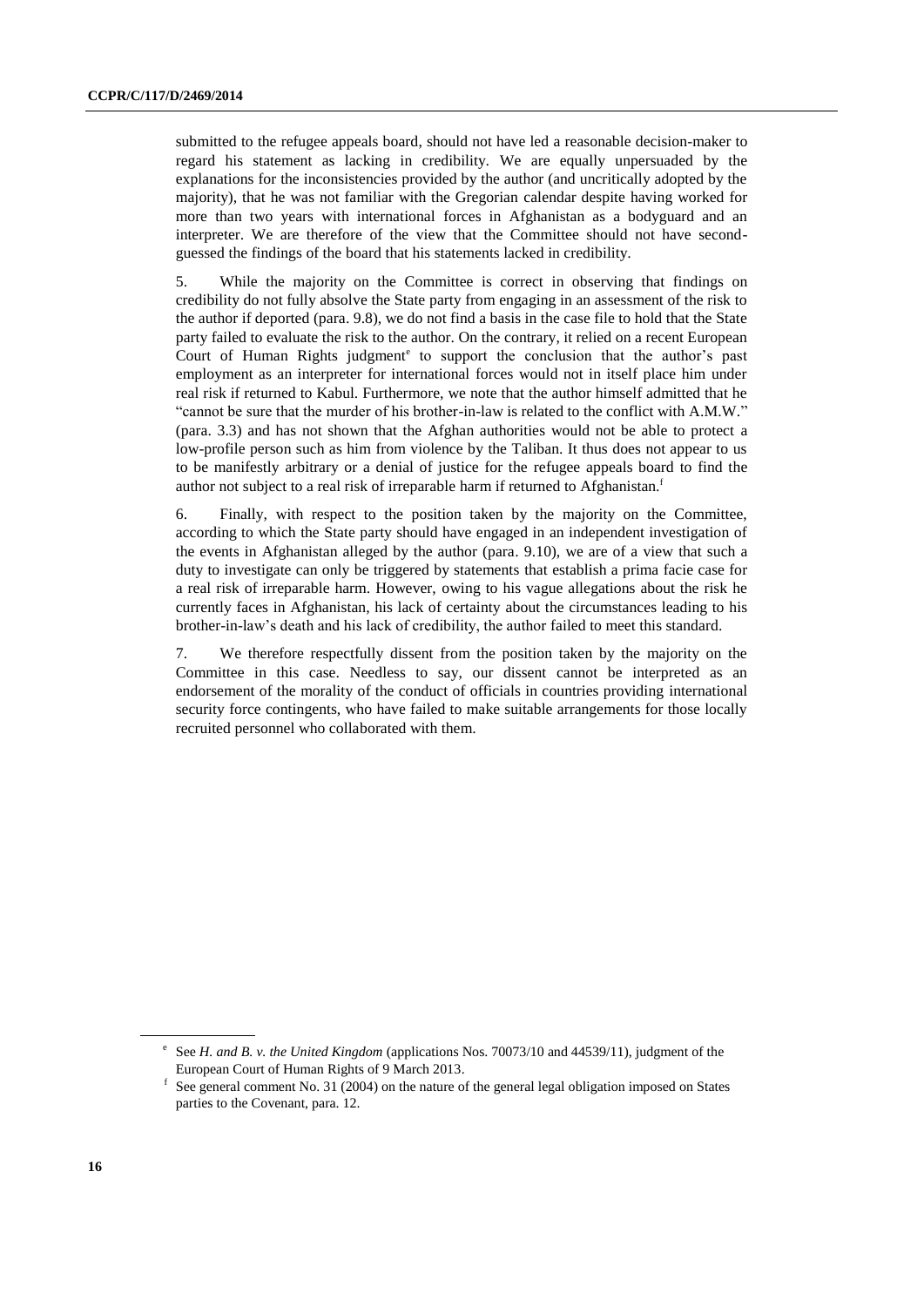submitted to the refugee appeals board, should not have led a reasonable decision-maker to regard his statement as lacking in credibility. We are equally unpersuaded by the explanations for the inconsistencies provided by the author (and uncritically adopted by the majority), that he was not familiar with the Gregorian calendar despite having worked for more than two years with international forces in Afghanistan as a bodyguard and an interpreter. We are therefore of the view that the Committee should not have second-guessed the findings of the board that his statements lacked in credibility.

5. While the majority on the Committee is correct in observing that findings on credibility do not fully absolve the State party from engaging in an assessment of the risk to the author if deported (para. 9.8), we do not find a basis in the case file to hold that the State party failed to evaluate the risk to the author. On the contrary, it relied on a recent European Court of Human Rights judgment[e] to support the conclusion that the author's past employment as an interpreter for international forces would not in itself place him under real risk if returned to Kabul. Furthermore, we note that the author himself admitted that he "cannot be sure that the murder of his brother-in-law is related to the conflict with A.M.W." (para. 3.3) and has not shown that the Afghan authorities would not be able to protect a low-profile person such as him from violence by the Taliban. It thus does not appear to us to be manifestly arbitrary or a denial of justice for the refugee appeals board to find the author not subject to a real risk of irreparable harm if returned to Afghanistan.[f]

6. Finally, with respect to the position taken by the majority on the Committee, according to which the State party should have engaged in an independent investigation of the events in Afghanistan alleged by the author (para. 9.10), we are of a view that such a duty to investigate can only be triggered by statements that establish a prima facie case for a real risk of irreparable harm. However, owing to his vague allegations about the risk he currently faces in Afghanistan, his lack of certainty about the circumstances leading to his brother-in-law's death and his lack of credibility, the author failed to meet this standard.

7. We therefore respectfully dissent from the position taken by the majority on the Committee in this case. Needless to say, our dissent cannot be interpreted as an endorsement of the morality of the conduct of officials in countries providing international security force contingents, who have failed to make suitable arrangements for those locally recruited personnel who collaborated with them.

---

[e] See *H. and B. v. the United Kingdom* (applications Nos. 70073/10 and 44539/11), judgment of the European Court of Human Rights of 9 March 2013.

[f] See general comment No. 31 (2004) on the nature of the general legal obligation imposed on States parties to the Covenant, para. 12.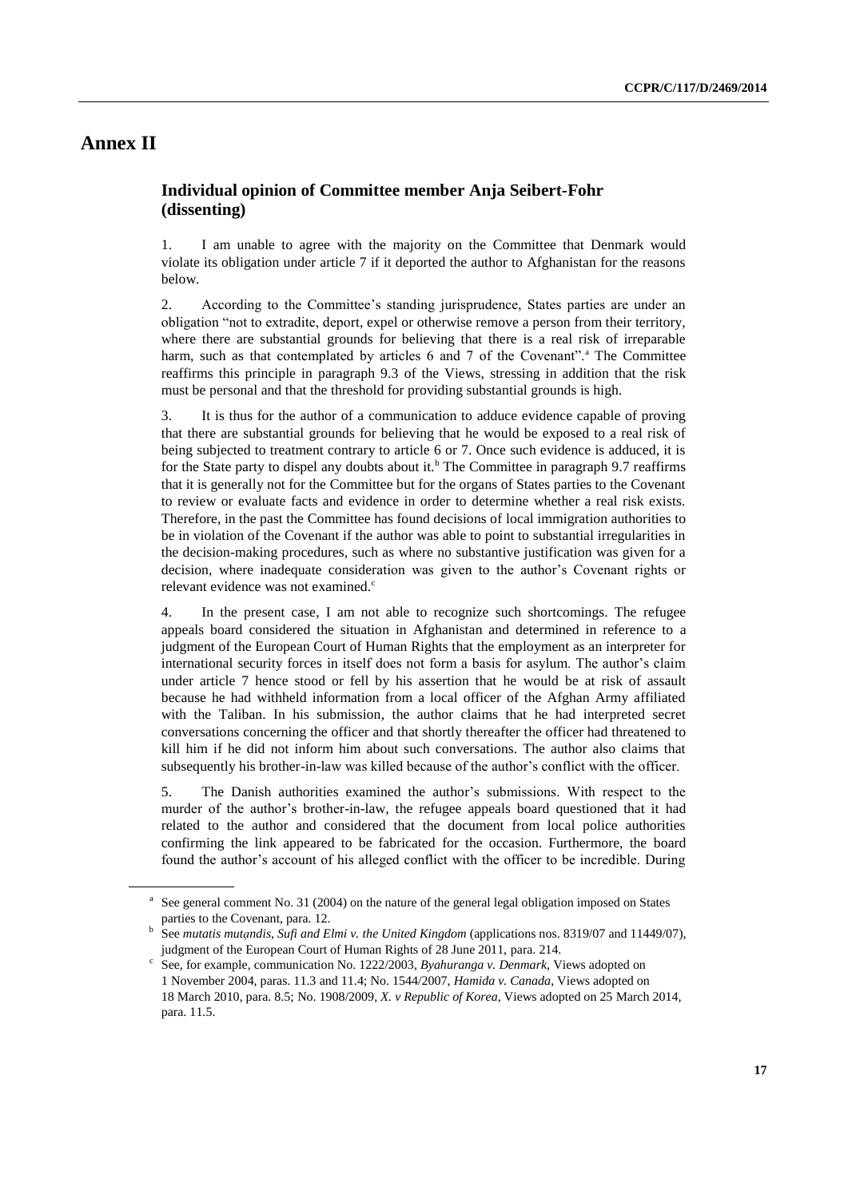# Annex II

## Individual opinion of Committee member Anja Seibert-Fohr (dissenting)

1. I am unable to agree with the majority on the Committee that Denmark would violate its obligation under article 7 if it deported the author to Afghanistan for the reasons below.

2. According to the Committee's standing jurisprudence, States parties are under an obligation "not to extradite, deport, expel or otherwise remove a person from their territory, where there are substantial grounds for believing that there is a real risk of irreparable harm, such as that contemplated by articles 6 and 7 of the Covenant".[a] The Committee reaffirms this principle in paragraph 9.3 of the Views, stressing in addition that the risk must be personal and that the threshold for providing substantial grounds is high.

3. It is thus for the author of a communication to adduce evidence capable of proving that there are substantial grounds for believing that he would be exposed to a real risk of being subjected to treatment contrary to article 6 or 7. Once such evidence is adduced, it is for the State party to dispel any doubts about it.[b] The Committee in paragraph 9.7 reaffirms that it is generally not for the Committee but for the organs of States parties to the Covenant to review or evaluate facts and evidence in order to determine whether a real risk exists. Therefore, in the past the Committee has found decisions of local immigration authorities to be in violation of the Covenant if the author was able to point to substantial irregularities in the decision-making procedures, such as where no substantive justification was given for a decision, where inadequate consideration was given to the author's Covenant rights or relevant evidence was not examined.[c]

4. In the present case, I am not able to recognize such shortcomings. The refugee appeals board considered the situation in Afghanistan and determined in reference to a judgment of the European Court of Human Rights that the employment as an interpreter for international security forces in itself does not form a basis for asylum. The author's claim under article 7 hence stood or fell by his assertion that he would be at risk of assault because he had withheld information from a local officer of the Afghan Army affiliated with the Taliban. In his submission, the author claims that he had interpreted secret conversations concerning the officer and that shortly thereafter the officer had threatened to kill him if he did not inform him about such conversations. The author also claims that subsequently his brother-in-law was killed because of the author's conflict with the officer.

5. The Danish authorities examined the author's submissions. With respect to the murder of the author's brother-in-law, the refugee appeals board questioned that it had related to the author and considered that the document from local police authorities confirming the link appeared to be fabricated for the occasion. Furthermore, the board found the author's account of his alleged conflict with the officer to be incredible. During

---

[a] See general comment No. 31 (2004) on the nature of the general legal obligation imposed on States parties to the Covenant, para. 12.

[b] See *mutatis mutandis*, *Sufi and Elmi v. the United Kingdom* (applications nos. 8319/07 and 11449/07), judgment of the European Court of Human Rights of 28 June 2011, para. 214.

[c] See, for example, communication No. 1222/2003, *Byahuranga v. Denmark*, Views adopted on 1 November 2004, paras. 11.3 and 11.4; No. 1544/2007, *Hamida v. Canada*, Views adopted on 18 March 2010, para. 8.5; No. 1908/2009, *X. v Republic of Korea*, Views adopted on 25 March 2014, para. 11.5.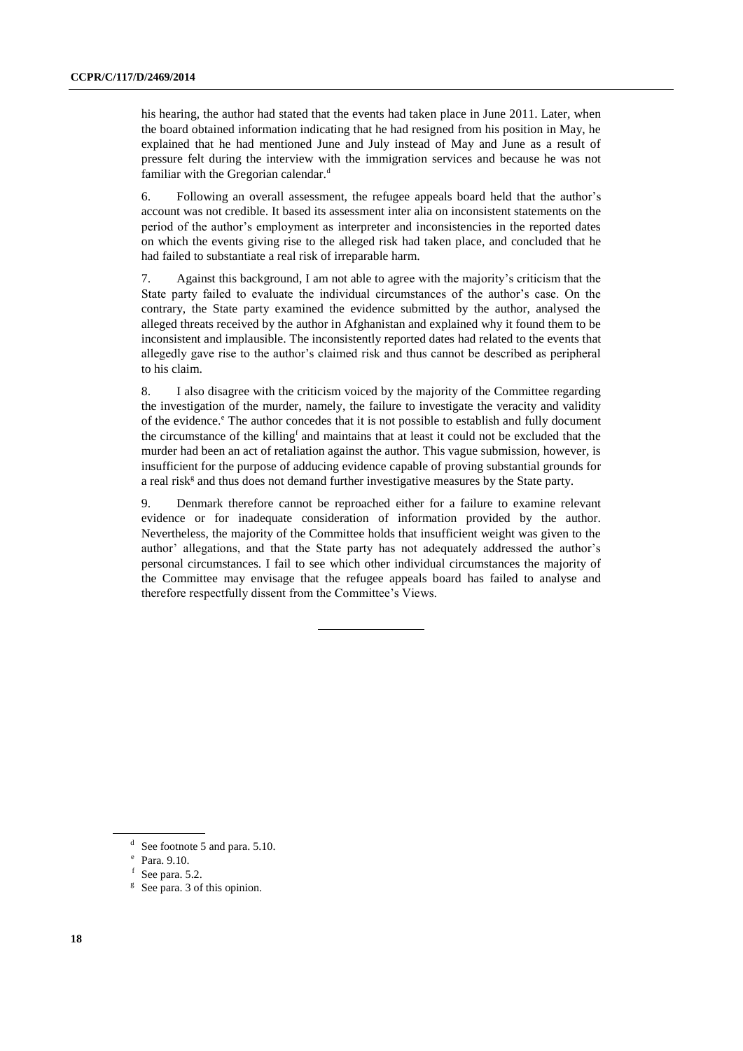his hearing, the author had stated that the events had taken place in June 2011. Later, when the board obtained information indicating that he had resigned from his position in May, he explained that he had mentioned June and July instead of May and June as a result of pressure felt during the interview with the immigration services and because he was not familiar with the Gregorian calendar.[d]

6. Following an overall assessment, the refugee appeals board held that the author's account was not credible. It based its assessment inter alia on inconsistent statements on the period of the author's employment as interpreter and inconsistencies in the reported dates on which the events giving rise to the alleged risk had taken place, and concluded that he had failed to substantiate a real risk of irreparable harm.

7. Against this background, I am not able to agree with the majority's criticism that the State party failed to evaluate the individual circumstances of the author's case. On the contrary, the State party examined the evidence submitted by the author, analysed the alleged threats received by the author in Afghanistan and explained why it found them to be inconsistent and implausible. The inconsistently reported dates had related to the events that allegedly gave rise to the author's claimed risk and thus cannot be described as peripheral to his claim.

8. I also disagree with the criticism voiced by the majority of the Committee regarding the investigation of the murder, namely, the failure to investigate the veracity and validity of the evidence.[e] The author concedes that it is not possible to establish and fully document the circumstance of the killing[f] and maintains that at least it could not be excluded that the murder had been an act of retaliation against the author. This vague submission, however, is insufficient for the purpose of adducing evidence capable of proving substantial grounds for a real risk[g] and thus does not demand further investigative measures by the State party.

9. Denmark therefore cannot be reproached either for a failure to examine relevant evidence or for inadequate consideration of information provided by the author. Nevertheless, the majority of the Committee holds that insufficient weight was given to the author' allegations, and that the State party has not adequately addressed the author's personal circumstances. I fail to see which other individual circumstances the majority of the Committee may envisage that the refugee appeals board has failed to analyse and therefore respectfully dissent from the Committee's Views.

---

[d] See footnote 5 and para. 5.10.

[e] Para. 9.10.

[f] See para. 5.2.

[g] See para. 3 of this opinion.